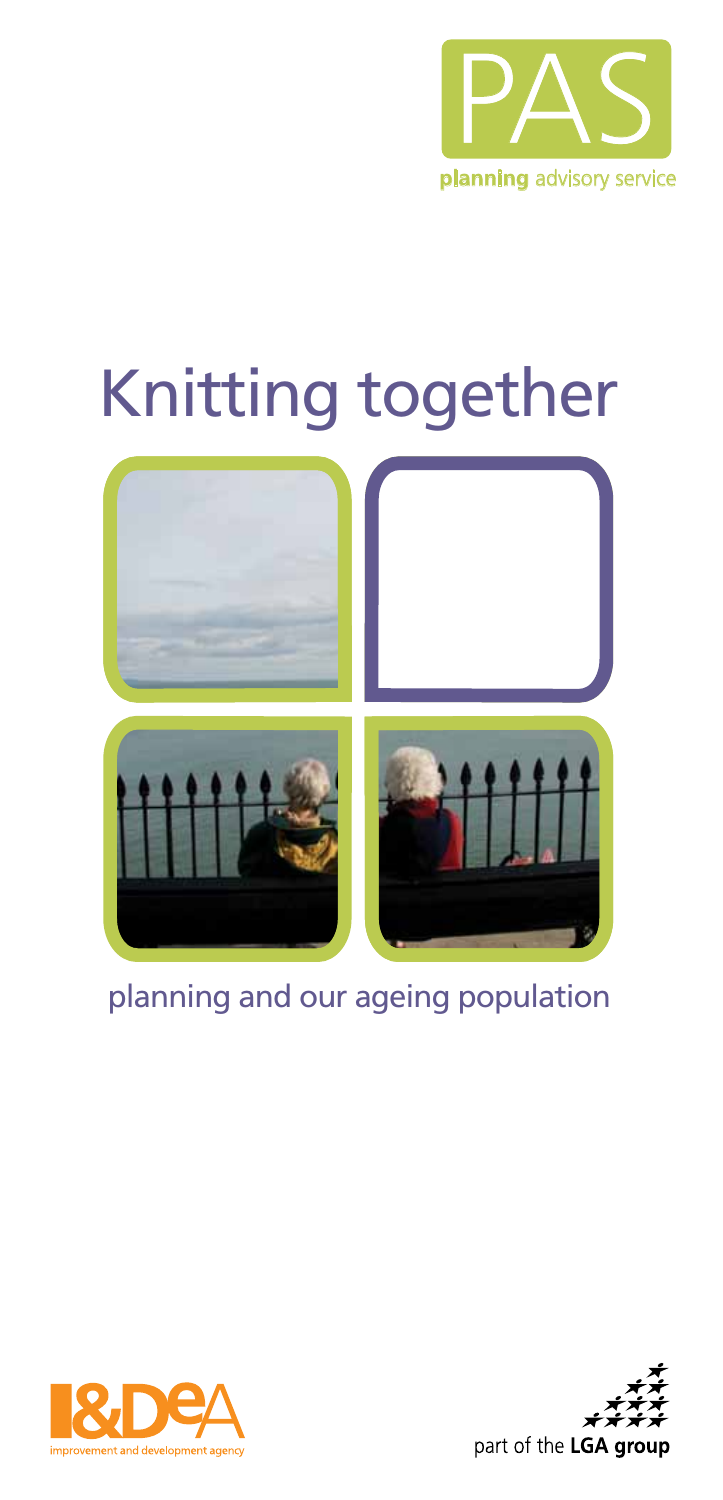PAS

planning advisory service

# Knitting together

planning and our ageing population

improvement and development agency

part of the LGA group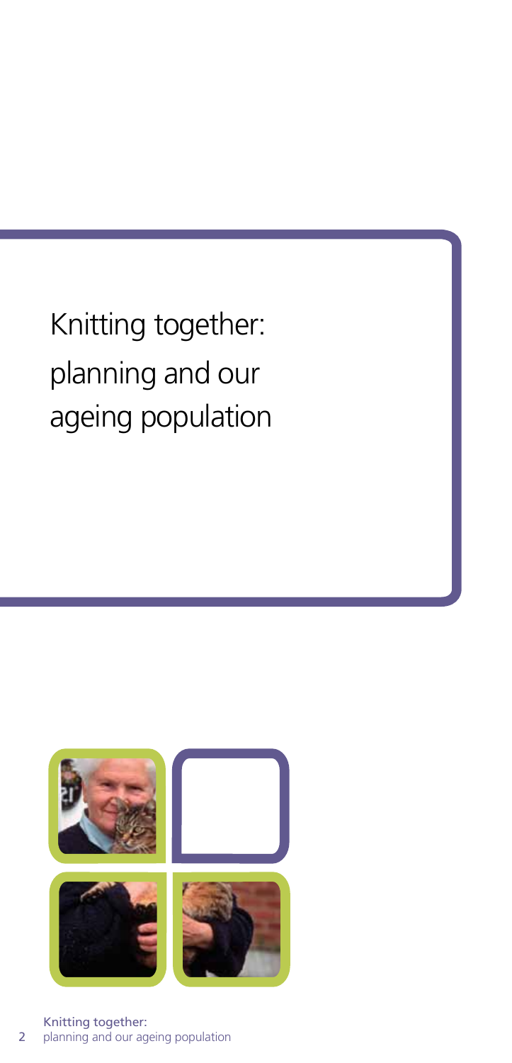# Knitting together: planning and our ageing population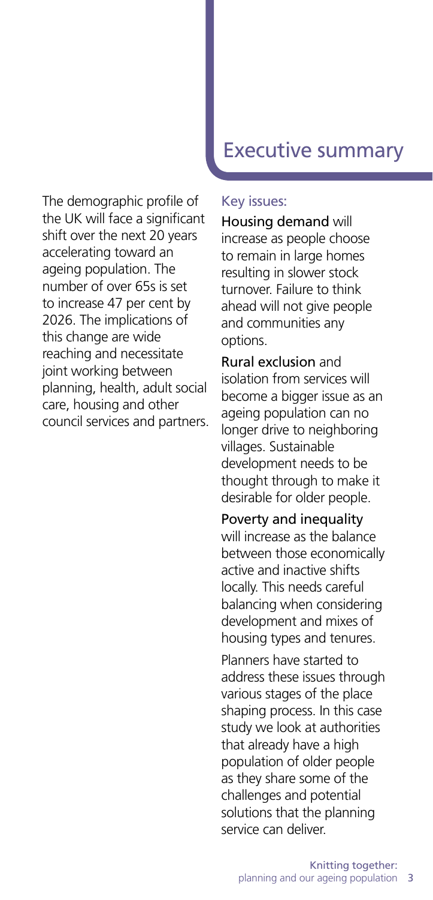# Executive summary

The demographic profile of the UK will face a significant shift over the next 20 years accelerating toward an ageing population. The number of over 65s is set to increase 47 per cent by 2026. The implications of this change are wide reaching and necessitate joint working between planning, health, adult social care, housing and other council services and partners.

### Key issues:

**Housing demand** will increase as people choose to remain in large homes resulting in slower stock turnover. Failure to think ahead will not give people and communities any options.

**Rural exclusion** and isolation from services will become a bigger issue as an ageing population can no longer drive to neighboring villages. Sustainable development needs to be thought through to make it desirable for older people.

**Poverty and inequality** will increase as the balance between those economically active and inactive shifts locally. This needs careful balancing when considering development and mixes of housing types and tenures.

Planners have started to address these issues through various stages of the place shaping process. In this case study we look at authorities that already have a high population of older people as they share some of the challenges and potential solutions that the planning service can deliver.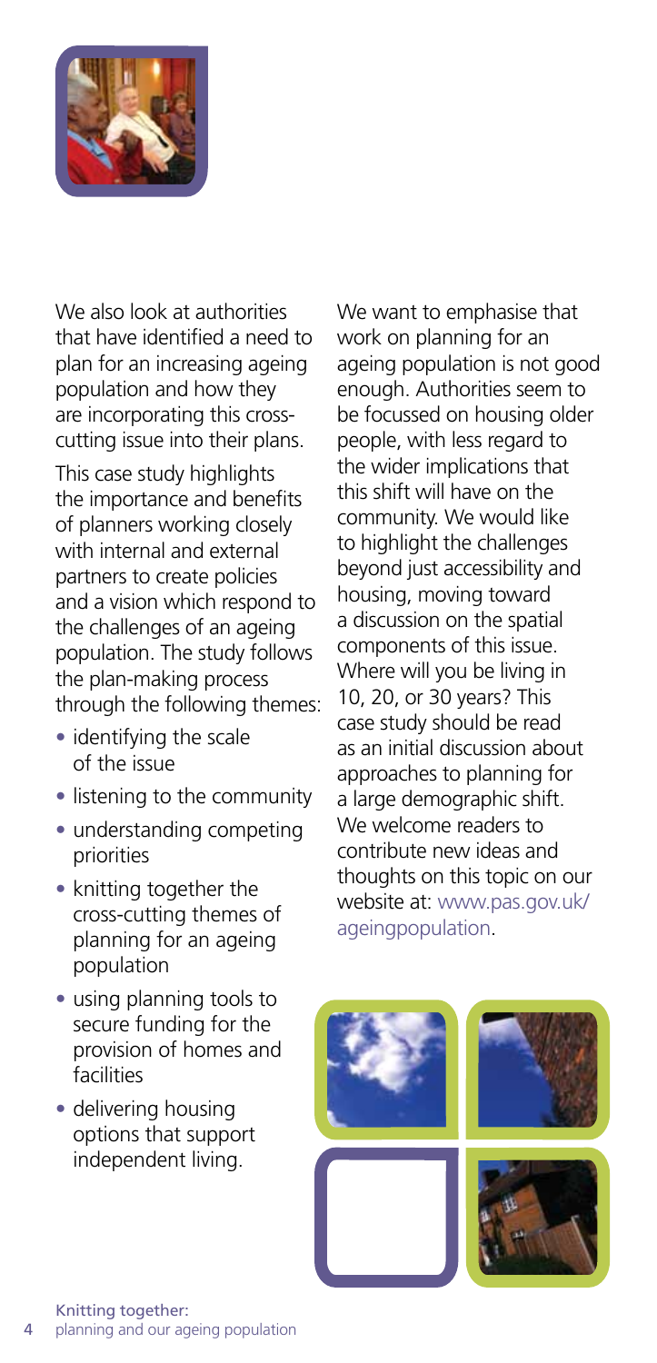We also look at authorities that have identified a need to plan for an increasing ageing population and how they are incorporating this cross-cutting issue into their plans.

This case study highlights the importance and benefits of planners working closely with internal and external partners to create policies and a vision which respond to the challenges of an ageing population. The study follows the plan-making process through the following themes:

- identifying the scale of the issue
- listening to the community
- understanding competing priorities
- knitting together the cross-cutting themes of planning for an ageing population
- using planning tools to secure funding for the provision of homes and facilities
- delivering housing options that support independent living.

We want to emphasise that work on planning for an ageing population is not good enough. Authorities seem to be focussed on housing older people, with less regard to the wider implications that this shift will have on the community. We would like to highlight the challenges beyond just accessibility and housing, moving toward a discussion on the spatial components of this issue. Where will you be living in 10, 20, or 30 years? This case study should be read as an initial discussion about approaches to planning for a large demographic shift. We welcome readers to contribute new ideas and thoughts on this topic on our website at: www.pas.gov.uk/ageingpopulation.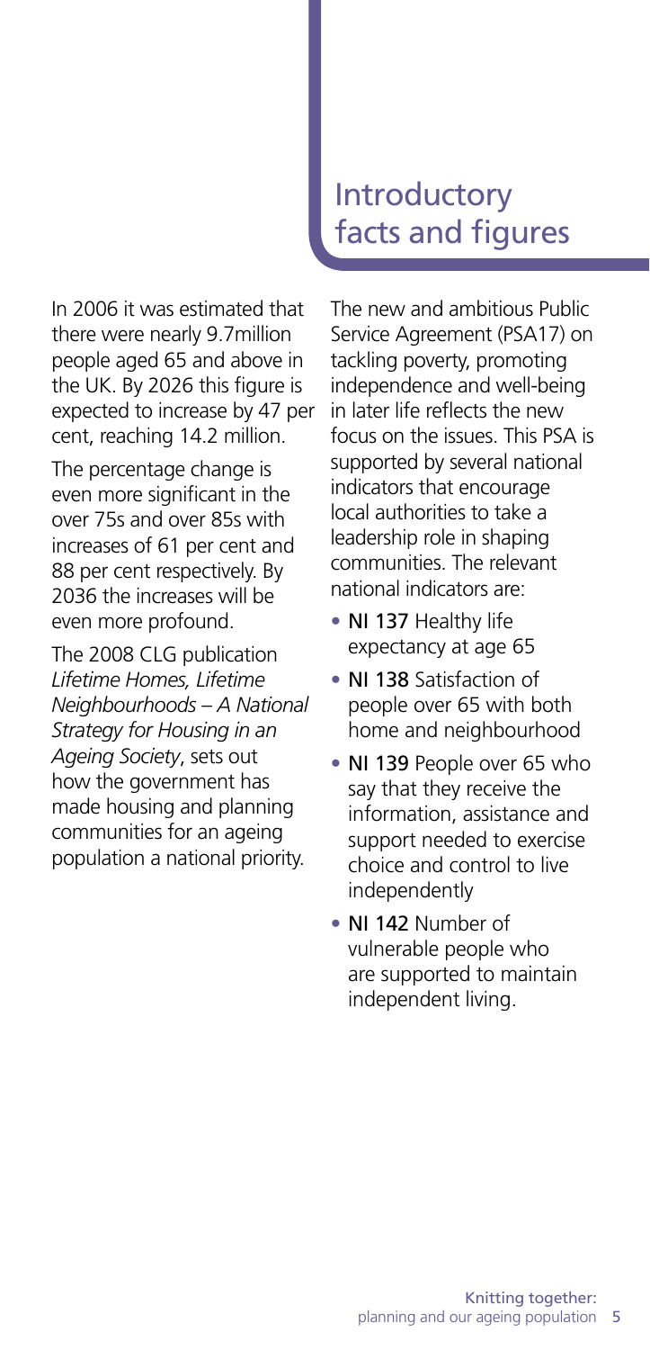# Introductory facts and figures

In 2006 it was estimated that there were nearly 9.7million people aged 65 and above in the UK. By 2026 this figure is expected to increase by 47 per cent, reaching 14.2 million.

The percentage change is even more significant in the over 75s and over 85s with increases of 61 per cent and 88 per cent respectively. By 2036 the increases will be even more profound.

The 2008 CLG publication *Lifetime Homes, Lifetime Neighbourhoods – A National Strategy for Housing in an Ageing Society*, sets out how the government has made housing and planning communities for an ageing population a national priority.

The new and ambitious Public Service Agreement (PSA17) on tackling poverty, promoting independence and well-being in later life reflects the new focus on the issues. This PSA is supported by several national indicators that encourage local authorities to take a leadership role in shaping communities. The relevant national indicators are:

- NI 137 Healthy life expectancy at age 65
- NI 138 Satisfaction of people over 65 with both home and neighbourhood
- NI 139 People over 65 who say that they receive the information, assistance and support needed to exercise choice and control to live independently
- NI 142 Number of vulnerable people who are supported to maintain independent living.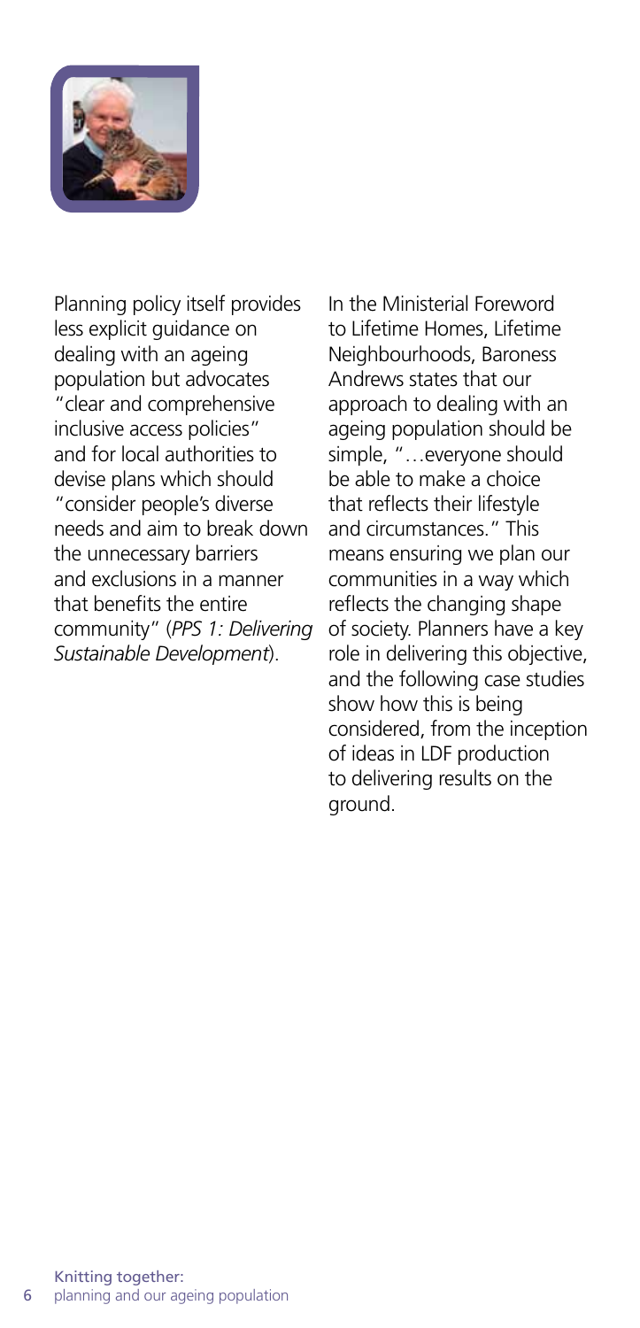Planning policy itself provides less explicit guidance on dealing with an ageing population but advocates "clear and comprehensive inclusive access policies" and for local authorities to devise plans which should "consider people's diverse needs and aim to break down the unnecessary barriers and exclusions in a manner that benefits the entire community" (*PPS 1: Delivering Sustainable Development*).

In the Ministerial Foreword to Lifetime Homes, Lifetime Neighbourhoods, Baroness Andrews states that our approach to dealing with an ageing population should be simple, "…everyone should be able to make a choice that reflects their lifestyle and circumstances." This means ensuring we plan our communities in a way which reflects the changing shape of society. Planners have a key role in delivering this objective, and the following case studies show how this is being considered, from the inception of ideas in LDF production to delivering results on the ground.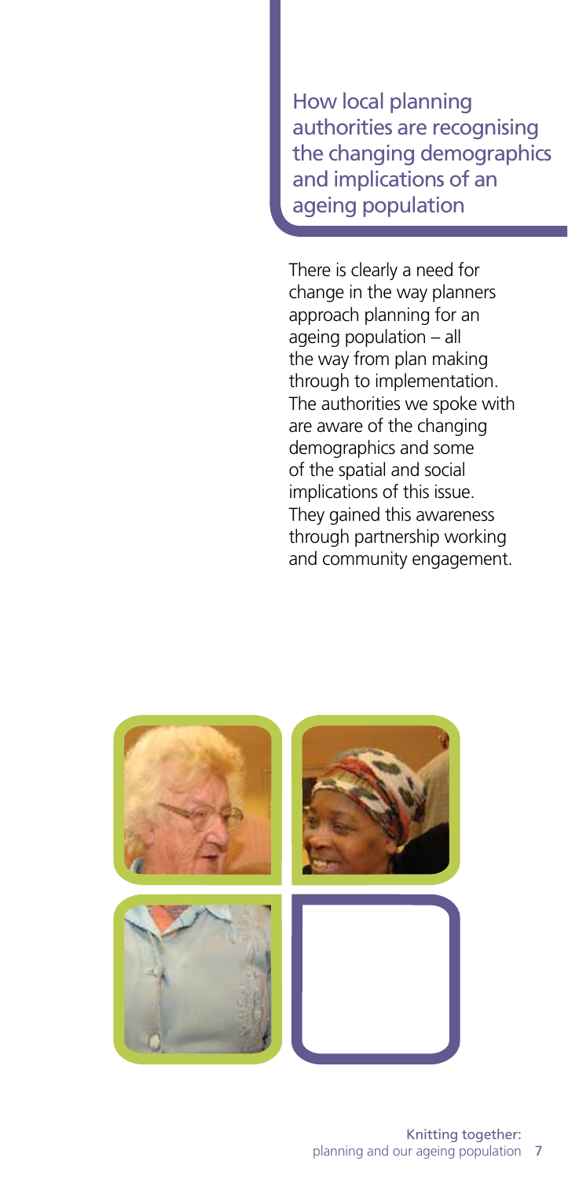## How local planning authorities are recognising the changing demographics and implications of an ageing population

There is clearly a need for change in the way planners approach planning for an ageing population – all the way from plan making through to implementation. The authorities we spoke with are aware of the changing demographics and some of the spatial and social implications of this issue. They gained this awareness through partnership working and community engagement.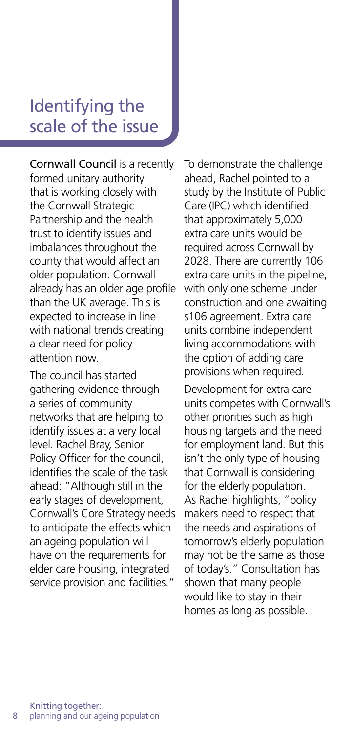## Identifying the scale of the issue

**Cornwall Council** is a recently formed unitary authority that is working closely with the Cornwall Strategic Partnership and the health trust to identify issues and imbalances throughout the county that would affect an older population. Cornwall already has an older age profile than the UK average. This is expected to increase in line with national trends creating a clear need for policy attention now.

The council has started gathering evidence through a series of community networks that are helping to identify issues at a very local level. Rachel Bray, Senior Policy Officer for the council, identifies the scale of the task ahead: "Although still in the early stages of development, Cornwall's Core Strategy needs to anticipate the effects which an ageing population will have on the requirements for elder care housing, integrated service provision and facilities."

To demonstrate the challenge ahead, Rachel pointed to a study by the Institute of Public Care (IPC) which identified that approximately 5,000 extra care units would be required across Cornwall by 2028. There are currently 106 extra care units in the pipeline, with only one scheme under construction and one awaiting s106 agreement. Extra care units combine independent living accommodations with the option of adding care provisions when required.

Development for extra care units competes with Cornwall's other priorities such as high housing targets and the need for employment land. But this isn't the only type of housing that Cornwall is considering for the elderly population. As Rachel highlights, "policy makers need to respect that the needs and aspirations of tomorrow's elderly population may not be the same as those of today's." Consultation has shown that many people would like to stay in their homes as long as possible.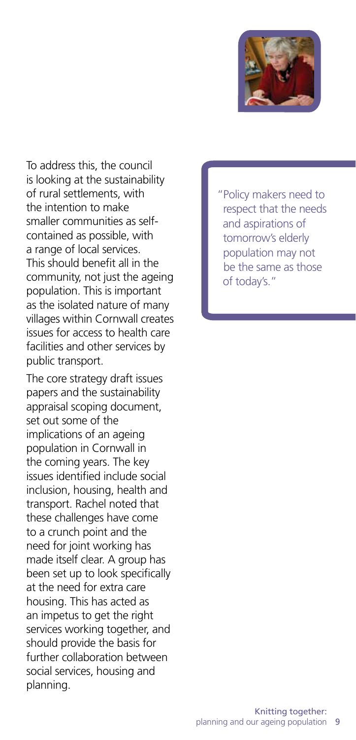To address this, the council is looking at the sustainability of rural settlements, with the intention to make smaller communities as self-contained as possible, with a range of local services. This should benefit all in the community, not just the ageing population. This is important as the isolated nature of many villages within Cornwall creates issues for access to health care facilities and other services by public transport.

The core strategy draft issues papers and the sustainability appraisal scoping document, set out some of the implications of an ageing population in Cornwall in the coming years. The key issues identified include social inclusion, housing, health and transport. Rachel noted that these challenges have come to a crunch point and the need for joint working has made itself clear. A group has been set up to look specifically at the need for extra care housing. This has acted as an impetus to get the right services working together, and should provide the basis for further collaboration between social services, housing and planning.

> "Policy makers need to respect that the needs and aspirations of tomorrow's elderly population may not be the same as those of today's."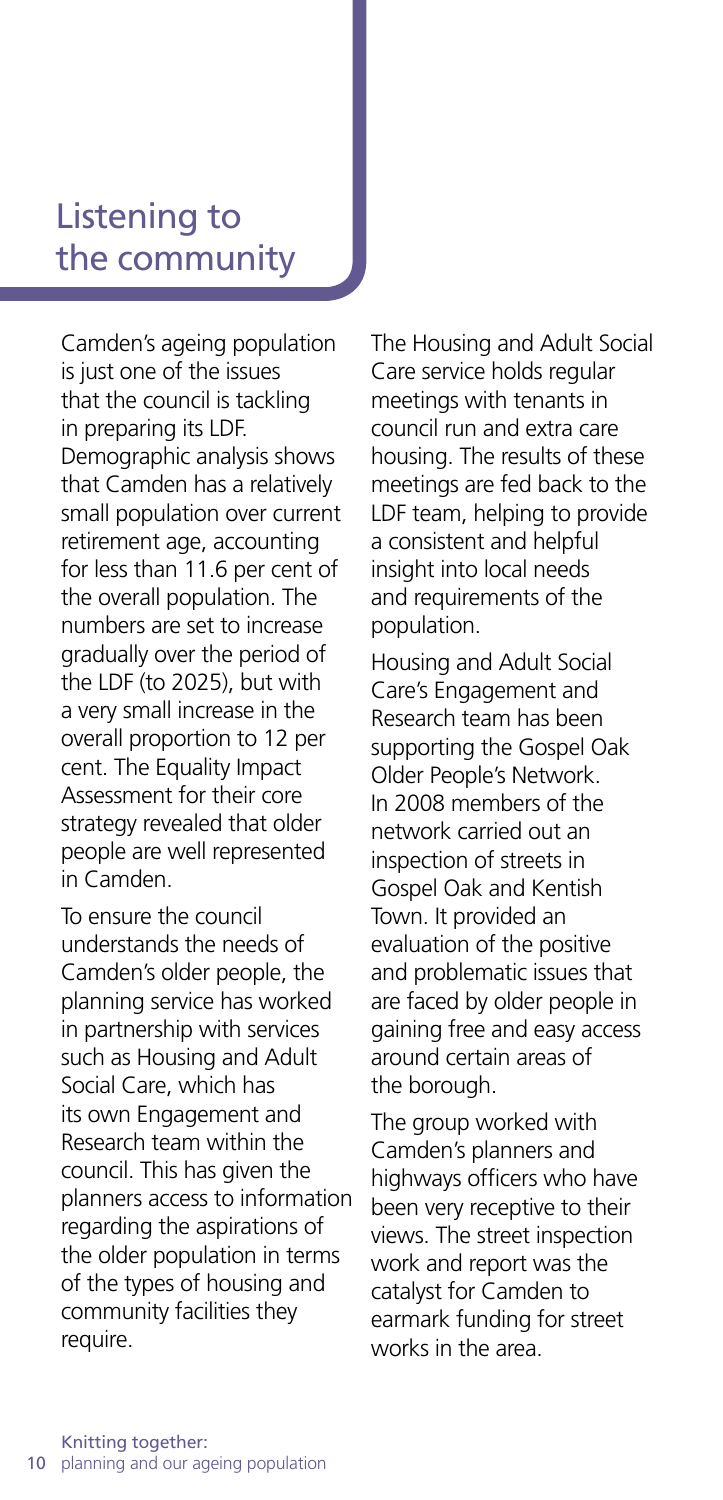## Listening to the community

Camden's ageing population is just one of the issues that the council is tackling in preparing its LDF. Demographic analysis shows that Camden has a relatively small population over current retirement age, accounting for less than 11.6 per cent of the overall population. The numbers are set to increase gradually over the period of the LDF (to 2025), but with a very small increase in the overall proportion to 12 per cent. The Equality Impact Assessment for their core strategy revealed that older people are well represented in Camden.

To ensure the council understands the needs of Camden's older people, the planning service has worked in partnership with services such as Housing and Adult Social Care, which has its own Engagement and Research team within the council. This has given the planners access to information regarding the aspirations of the older population in terms of the types of housing and community facilities they require.

The Housing and Adult Social Care service holds regular meetings with tenants in council run and extra care housing. The results of these meetings are fed back to the LDF team, helping to provide a consistent and helpful insight into local needs and requirements of the population.

Housing and Adult Social Care's Engagement and Research team has been supporting the Gospel Oak Older People's Network. In 2008 members of the network carried out an inspection of streets in Gospel Oak and Kentish Town. It provided an evaluation of the positive and problematic issues that are faced by older people in gaining free and easy access around certain areas of the borough.

The group worked with Camden's planners and highways officers who have been very receptive to their views. The street inspection work and report was the catalyst for Camden to earmark funding for street works in the area.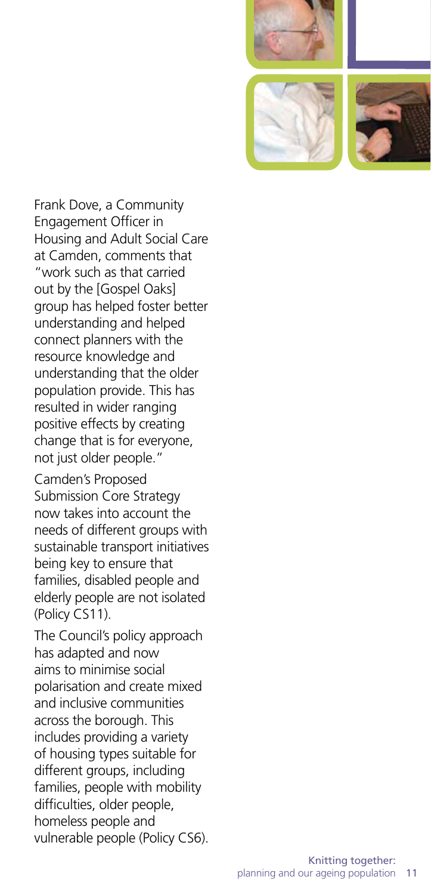Frank Dove, a Community Engagement Officer in Housing and Adult Social Care at Camden, comments that "work such as that carried out by the [Gospel Oaks] group has helped foster better understanding and helped connect planners with the resource knowledge and understanding that the older population provide. This has resulted in wider ranging positive effects by creating change that is for everyone, not just older people."

Camden's Proposed Submission Core Strategy now takes into account the needs of different groups with sustainable transport initiatives being key to ensure that families, disabled people and elderly people are not isolated (Policy CS11).

The Council's policy approach has adapted and now aims to minimise social polarisation and create mixed and inclusive communities across the borough. This includes providing a variety of housing types suitable for different groups, including families, people with mobility difficulties, older people, homeless people and vulnerable people (Policy CS6).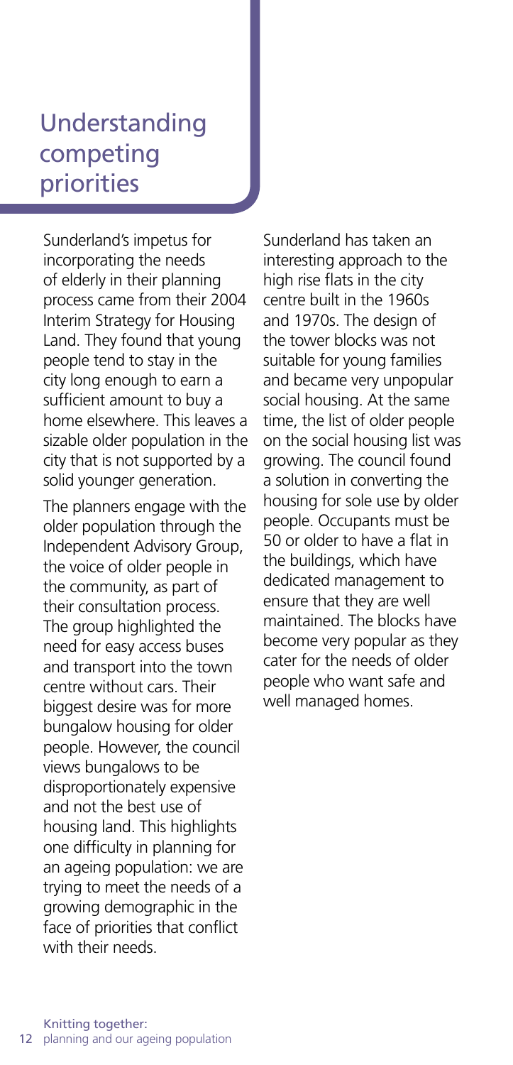## Understanding competing priorities

Sunderland's impetus for incorporating the needs of elderly in their planning process came from their 2004 Interim Strategy for Housing Land. They found that young people tend to stay in the city long enough to earn a sufficient amount to buy a home elsewhere. This leaves a sizable older population in the city that is not supported by a solid younger generation.

The planners engage with the older population through the Independent Advisory Group, the voice of older people in the community, as part of their consultation process. The group highlighted the need for easy access buses and transport into the town centre without cars. Their biggest desire was for more bungalow housing for older people. However, the council views bungalows to be disproportionately expensive and not the best use of housing land. This highlights one difficulty in planning for an ageing population: we are trying to meet the needs of a growing demographic in the face of priorities that conflict with their needs.

Sunderland has taken an interesting approach to the high rise flats in the city centre built in the 1960s and 1970s. The design of the tower blocks was not suitable for young families and became very unpopular social housing. At the same time, the list of older people on the social housing list was growing. The council found a solution in converting the housing for sole use by older people. Occupants must be 50 or older to have a flat in the buildings, which have dedicated management to ensure that they are well maintained. The blocks have become very popular as they cater for the needs of older people who want safe and well managed homes.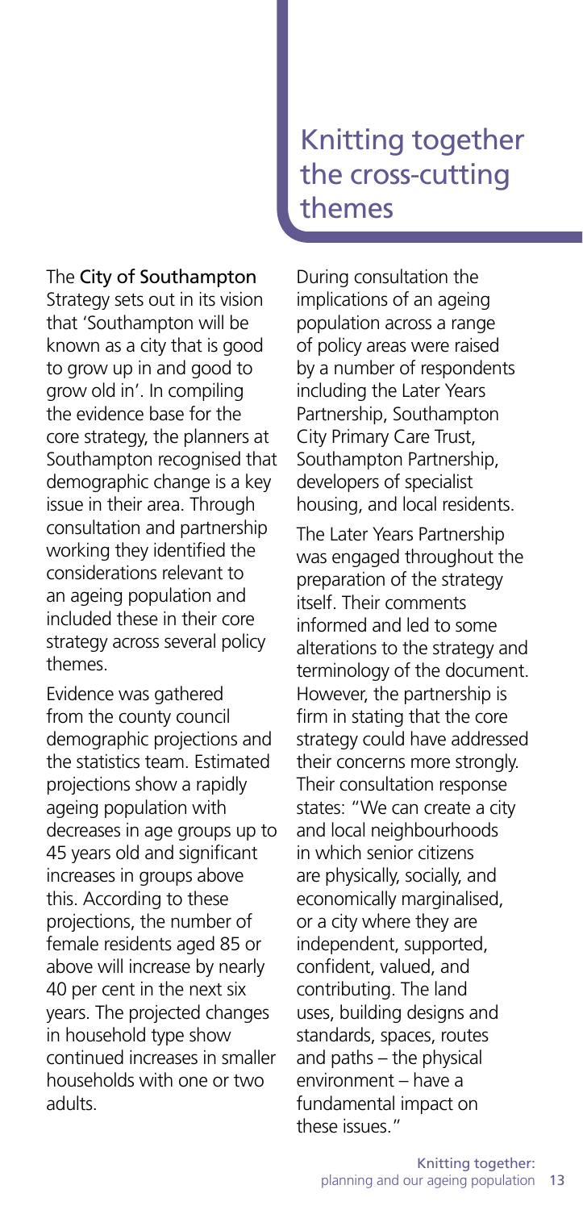## Knitting together the cross-cutting themes

The **City of Southampton** Strategy sets out in its vision that 'Southampton will be known as a city that is good to grow up in and good to grow old in'. In compiling the evidence base for the core strategy, the planners at Southampton recognised that demographic change is a key issue in their area. Through consultation and partnership working they identified the considerations relevant to an ageing population and included these in their core strategy across several policy themes.

Evidence was gathered from the county council demographic projections and the statistics team. Estimated projections show a rapidly ageing population with decreases in age groups up to 45 years old and significant increases in groups above this. According to these projections, the number of female residents aged 85 or above will increase by nearly 40 per cent in the next six years. The projected changes in household type show continued increases in smaller households with one or two adults.

During consultation the implications of an ageing population across a range of policy areas were raised by a number of respondents including the Later Years Partnership, Southampton City Primary Care Trust, Southampton Partnership, developers of specialist housing, and local residents.

The Later Years Partnership was engaged throughout the preparation of the strategy itself. Their comments informed and led to some alterations to the strategy and terminology of the document. However, the partnership is firm in stating that the core strategy could have addressed their concerns more strongly. Their consultation response states: "We can create a city and local neighbourhoods in which senior citizens are physically, socially, and economically marginalised, or a city where they are independent, supported, confident, valued, and contributing. The land uses, building designs and standards, spaces, routes and paths – the physical environment – have a fundamental impact on these issues."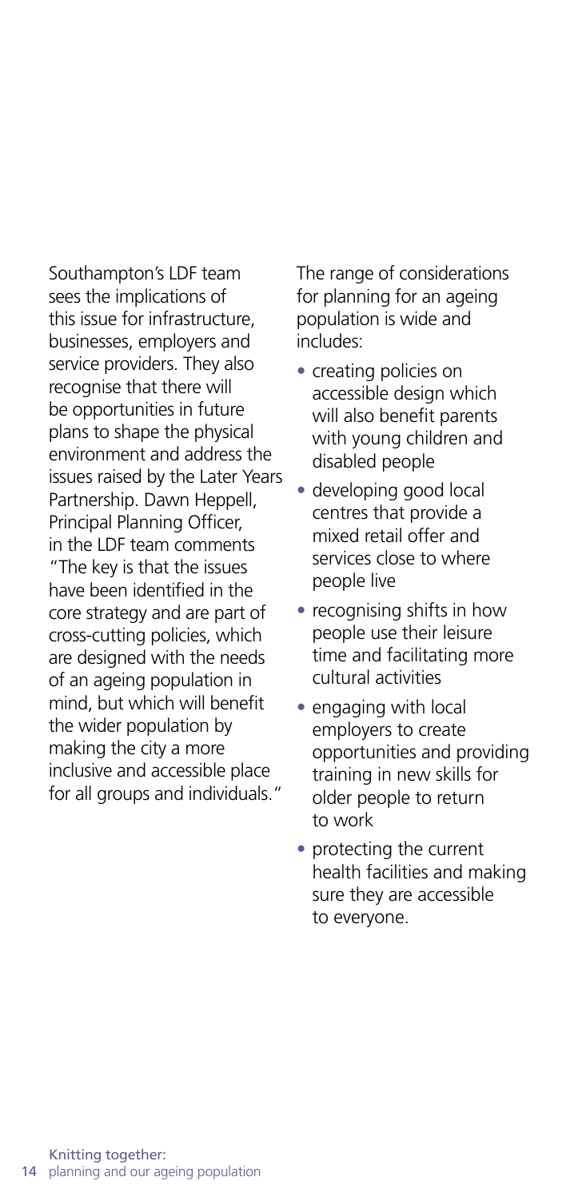Southampton's LDF team sees the implications of this issue for infrastructure, businesses, employers and service providers. They also recognise that there will be opportunities in future plans to shape the physical environment and address the issues raised by the Later Years Partnership. Dawn Heppell, Principal Planning Officer, in the LDF team comments "The key is that the issues have been identified in the core strategy and are part of cross-cutting policies, which are designed with the needs of an ageing population in mind, but which will benefit the wider population by making the city a more inclusive and accessible place for all groups and individuals."

The range of considerations for planning for an ageing population is wide and includes:

- creating policies on accessible design which will also benefit parents with young children and disabled people
- developing good local centres that provide a mixed retail offer and services close to where people live
- recognising shifts in how people use their leisure time and facilitating more cultural activities
- engaging with local employers to create opportunities and providing training in new skills for older people to return to work
- protecting the current health facilities and making sure they are accessible to everyone.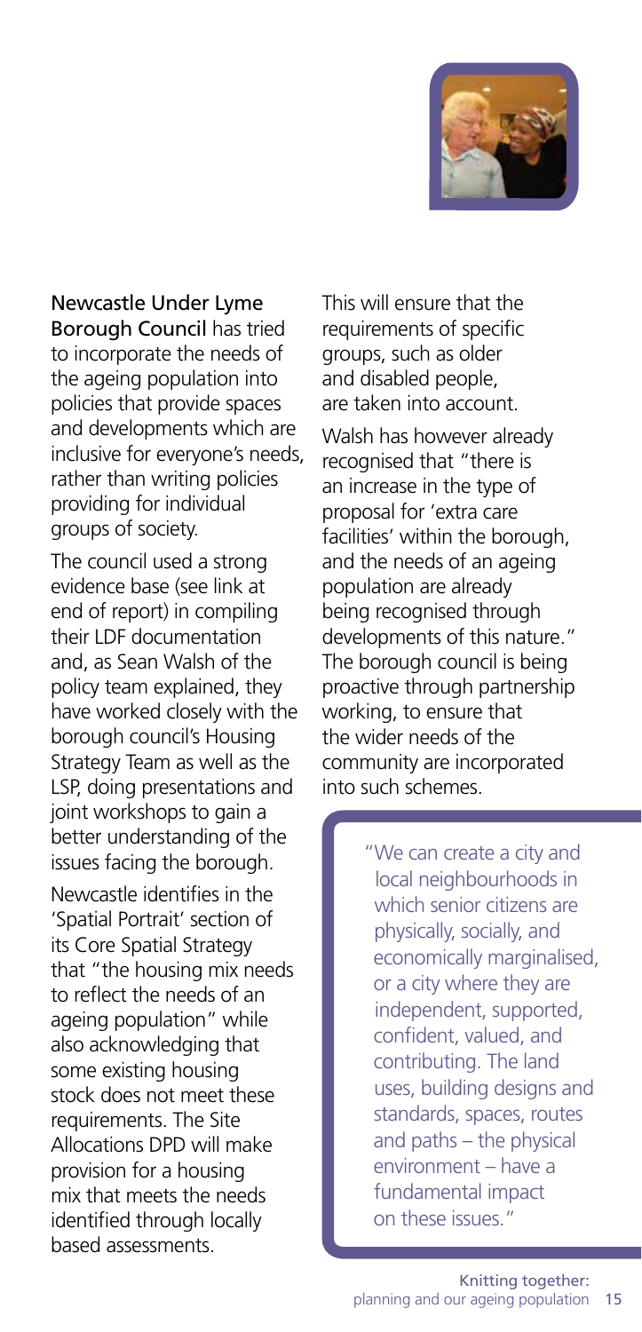**Newcastle Under Lyme Borough Council** has tried to incorporate the needs of the ageing population into policies that provide spaces and developments which are inclusive for everyone's needs, rather than writing policies providing for individual groups of society.

The council used a strong evidence base (see link at end of report) in compiling their LDF documentation and, as Sean Walsh of the policy team explained, they have worked closely with the borough council's Housing Strategy Team as well as the LSP, doing presentations and joint workshops to gain a better understanding of the issues facing the borough.

Newcastle identifies in the 'Spatial Portrait' section of its Core Spatial Strategy that "the housing mix needs to reflect the needs of an ageing population" while also acknowledging that some existing housing stock does not meet these requirements. The Site Allocations DPD will make provision for a housing mix that meets the needs identified through locally based assessments.

This will ensure that the requirements of specific groups, such as older and disabled people, are taken into account.

Walsh has however already recognised that "there is an increase in the type of proposal for 'extra care facilities' within the borough, and the needs of an ageing population are already being recognised through developments of this nature." The borough council is being proactive through partnership working, to ensure that the wider needs of the community are incorporated into such schemes.

> "We can create a city and local neighbourhoods in which senior citizens are physically, socially, and economically marginalised, or a city where they are independent, supported, confident, valued, and contributing. The land uses, building designs and standards, spaces, routes and paths – the physical environment – have a fundamental impact on these issues."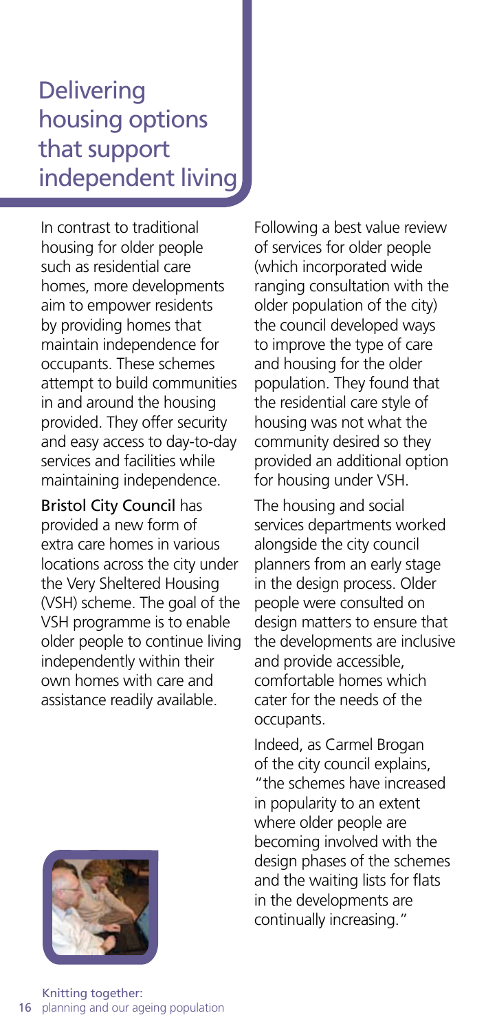# Delivering housing options that support independent living

In contrast to traditional housing for older people such as residential care homes, more developments aim to empower residents by providing homes that maintain independence for occupants. These schemes attempt to build communities in and around the housing provided. They offer security and easy access to day-to-day services and facilities while maintaining independence.

**Bristol City Council** has provided a new form of extra care homes in various locations across the city under the Very Sheltered Housing (VSH) scheme. The goal of the VSH programme is to enable older people to continue living independently within their own homes with care and assistance readily available.

Following a best value review of services for older people (which incorporated wide ranging consultation with the older population of the city) the council developed ways to improve the type of care and housing for the older population. They found that the residential care style of housing was not what the community desired so they provided an additional option for housing under VSH.

The housing and social services departments worked alongside the city council planners from an early stage in the design process. Older people were consulted on design matters to ensure that the developments are inclusive and provide accessible, comfortable homes which cater for the needs of the occupants.

Indeed, as Carmel Brogan of the city council explains, "the schemes have increased in popularity to an extent where older people are becoming involved with the design phases of the schemes and the waiting lists for flats in the developments are continually increasing."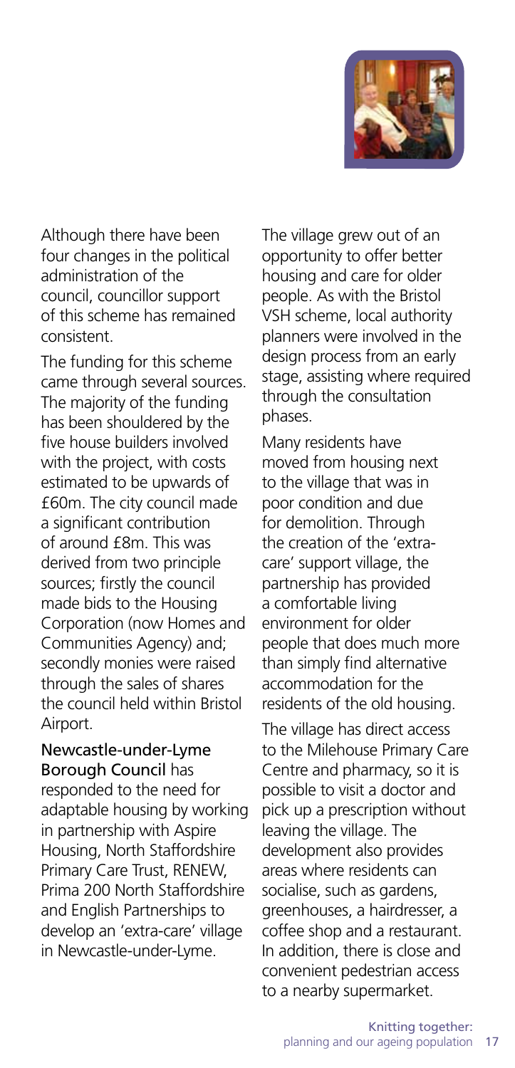Although there have been four changes in the political administration of the council, councillor support of this scheme has remained consistent.

The funding for this scheme came through several sources. The majority of the funding has been shouldered by the five house builders involved with the project, with costs estimated to be upwards of £60m. The city council made a significant contribution of around £8m. This was derived from two principle sources; firstly the council made bids to the Housing Corporation (now Homes and Communities Agency) and; secondly monies were raised through the sales of shares the council held within Bristol Airport.

**Newcastle-under-Lyme Borough Council** has responded to the need for adaptable housing by working in partnership with Aspire Housing, North Staffordshire Primary Care Trust, RENEW, Prima 200 North Staffordshire and English Partnerships to develop an 'extra-care' village in Newcastle-under-Lyme.

The village grew out of an opportunity to offer better housing and care for older people. As with the Bristol VSH scheme, local authority planners were involved in the design process from an early stage, assisting where required through the consultation phases.

Many residents have moved from housing next to the village that was in poor condition and due for demolition. Through the creation of the 'extra-care' support village, the partnership has provided a comfortable living environment for older people that does much more than simply find alternative accommodation for the residents of the old housing.

The village has direct access to the Milehouse Primary Care Centre and pharmacy, so it is possible to visit a doctor and pick up a prescription without leaving the village. The development also provides areas where residents can socialise, such as gardens, greenhouses, a hairdresser, a coffee shop and a restaurant. In addition, there is close and convenient pedestrian access to a nearby supermarket.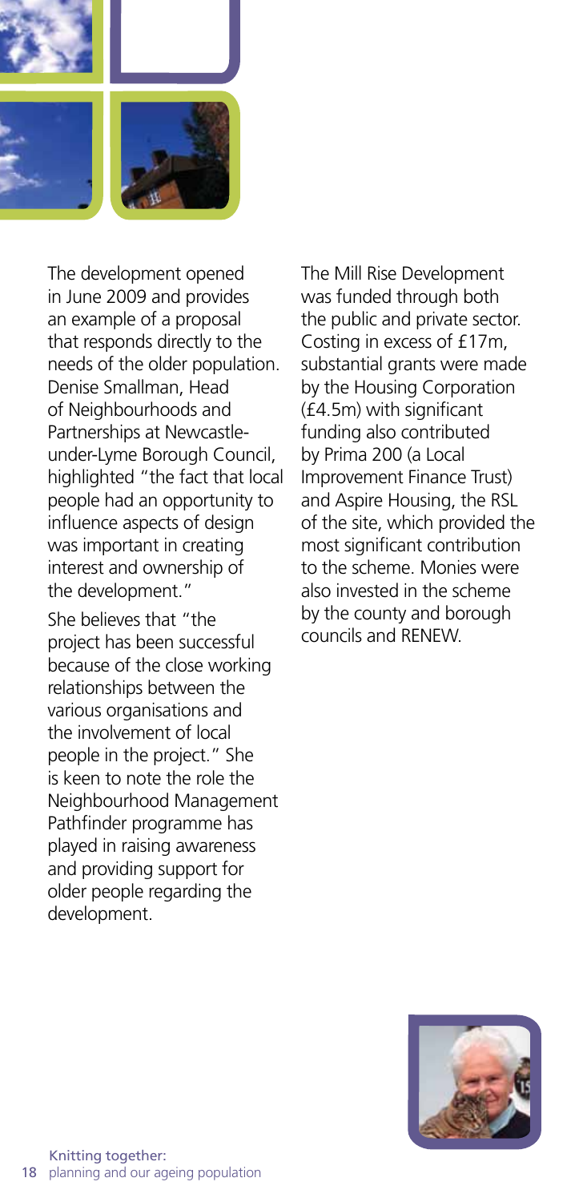The development opened in June 2009 and provides an example of a proposal that responds directly to the needs of the older population. Denise Smallman, Head of Neighbourhoods and Partnerships at Newcastle-under-Lyme Borough Council, highlighted "the fact that local people had an opportunity to influence aspects of design was important in creating interest and ownership of the development."

She believes that "the project has been successful because of the close working relationships between the various organisations and the involvement of local people in the project." She is keen to note the role the Neighbourhood Management Pathfinder programme has played in raising awareness and providing support for older people regarding the development.

The Mill Rise Development was funded through both the public and private sector. Costing in excess of £17m, substantial grants were made by the Housing Corporation (£4.5m) with significant funding also contributed by Prima 200 (a Local Improvement Finance Trust) and Aspire Housing, the RSL of the site, which provided the most significant contribution to the scheme. Monies were also invested in the scheme by the county and borough councils and RENEW.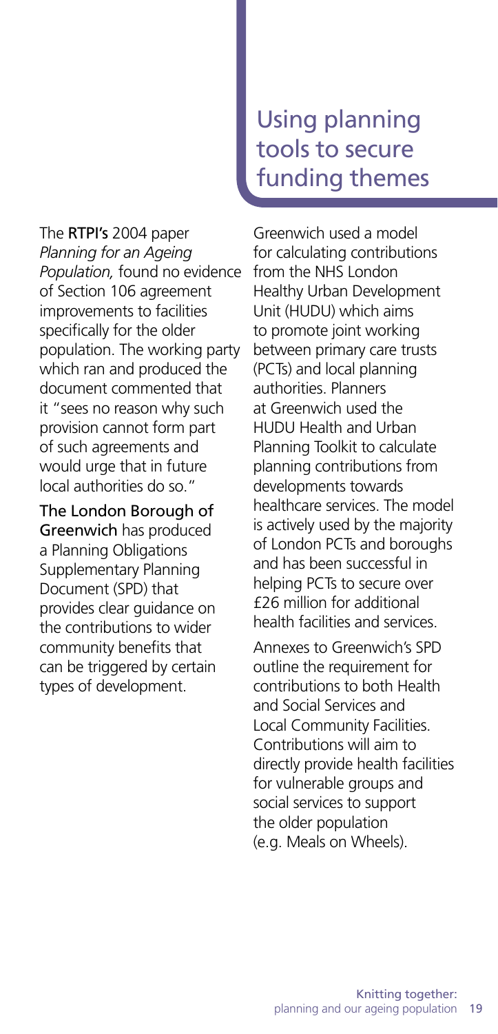## Using planning tools to secure funding themes

The **RTPI's** 2004 paper *Planning for an Ageing Population,* found no evidence of Section 106 agreement improvements to facilities specifically for the older population. The working party which ran and produced the document commented that it "sees no reason why such provision cannot form part of such agreements and would urge that in future local authorities do so."

**The London Borough of Greenwich** has produced a Planning Obligations Supplementary Planning Document (SPD) that provides clear guidance on the contributions to wider community benefits that can be triggered by certain types of development.

Greenwich used a model for calculating contributions from the NHS London Healthy Urban Development Unit (HUDU) which aims to promote joint working between primary care trusts (PCTs) and local planning authorities. Planners at Greenwich used the HUDU Health and Urban Planning Toolkit to calculate planning contributions from developments towards healthcare services. The model is actively used by the majority of London PCTs and boroughs and has been successful in helping PCTs to secure over £26 million for additional health facilities and services.

Annexes to Greenwich's SPD outline the requirement for contributions to both Health and Social Services and Local Community Facilities. Contributions will aim to directly provide health facilities for vulnerable groups and social services to support the older population (e.g. Meals on Wheels).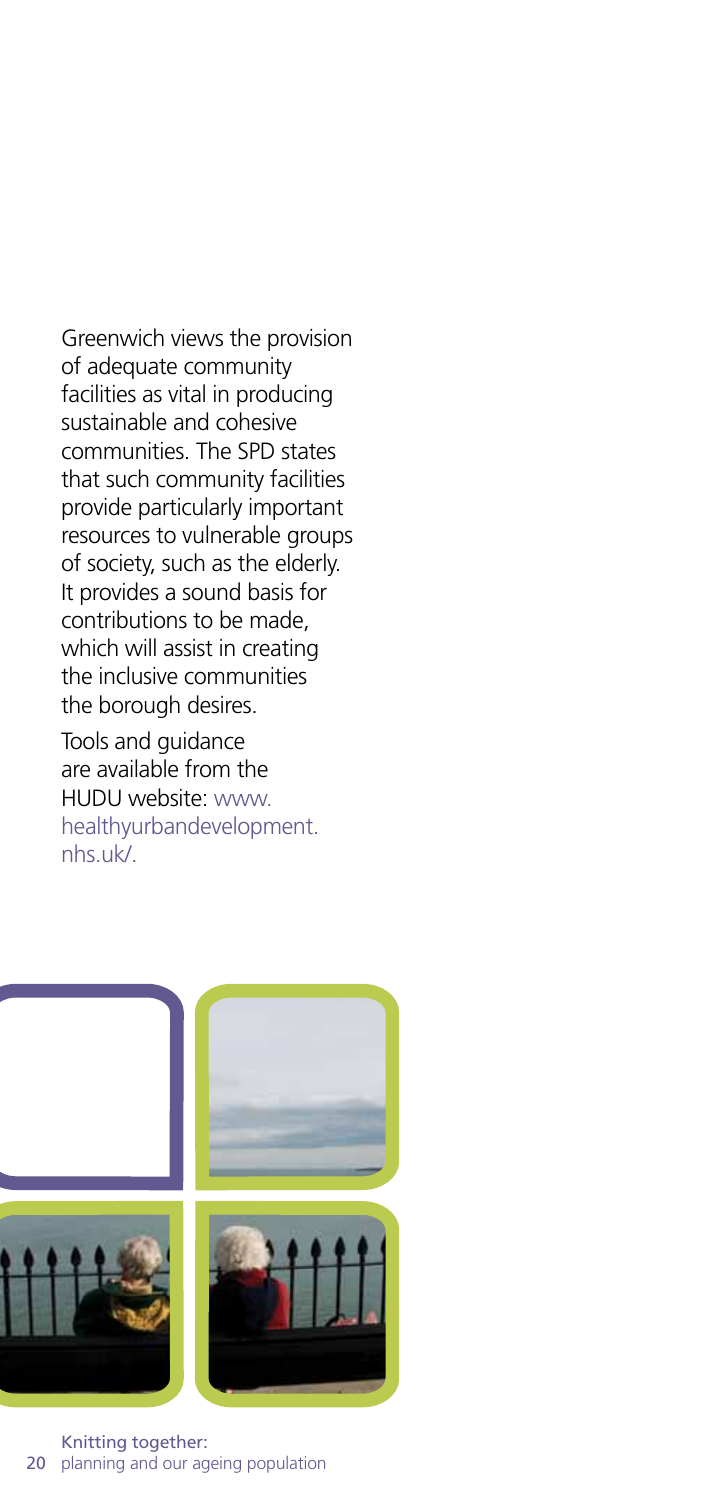Greenwich views the provision of adequate community facilities as vital in producing sustainable and cohesive communities. The SPD states that such community facilities provide particularly important resources to vulnerable groups of society, such as the elderly. It provides a sound basis for contributions to be made, which will assist in creating the inclusive communities the borough desires.

Tools and guidance are available from the HUDU website: www.healthyurbandevelopment.nhs.uk/.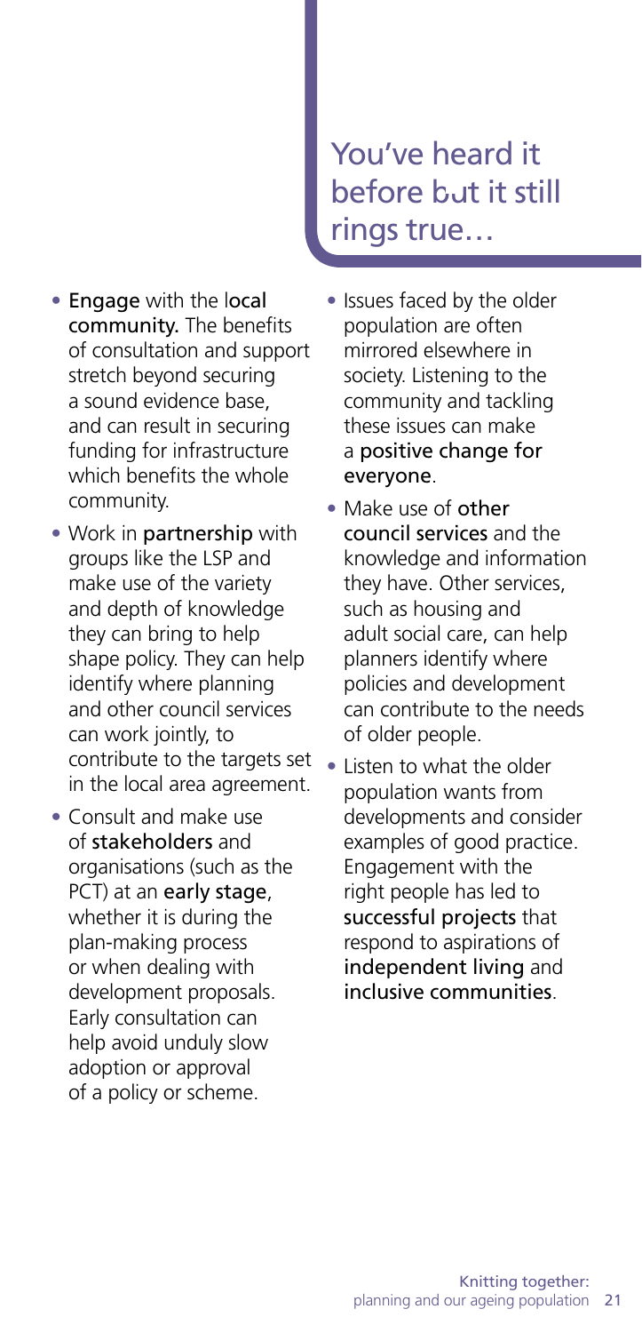## You've heard it before but it still rings true…

- **Engage** with the **local community.** The benefits of consultation and support stretch beyond securing a sound evidence base, and can result in securing funding for infrastructure which benefits the whole community.
- Work in **partnership** with groups like the LSP and make use of the variety and depth of knowledge they can bring to help shape policy. They can help identify where planning and other council services can work jointly, to contribute to the targets set in the local area agreement.
- Consult and make use of **stakeholders** and organisations (such as the PCT) at an **early stage**, whether it is during the plan-making process or when dealing with development proposals. Early consultation can help avoid unduly slow adoption or approval of a policy or scheme.
- Issues faced by the older population are often mirrored elsewhere in society. Listening to the community and tackling these issues can make a **positive change for everyone**.
- Make use of **other council services** and the knowledge and information they have. Other services, such as housing and adult social care, can help planners identify where policies and development can contribute to the needs of older people.
- Listen to what the older population wants from developments and consider examples of good practice. Engagement with the right people has led to **successful projects** that respond to aspirations of **independent living** and **inclusive communities**.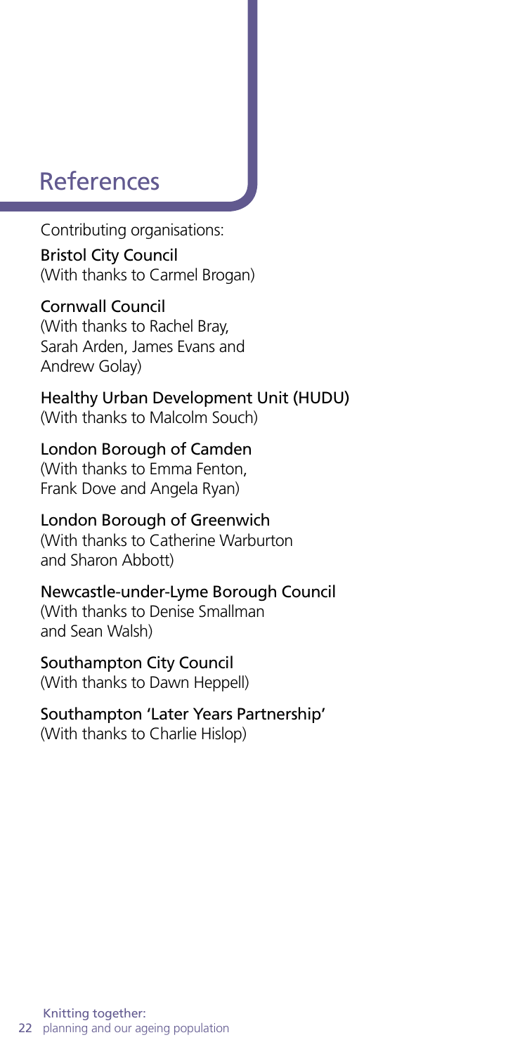# References

Contributing organisations:

**Bristol City Council**
(With thanks to Carmel Brogan)

**Cornwall Council**
(With thanks to Rachel Bray, Sarah Arden, James Evans and Andrew Golay)

**Healthy Urban Development Unit (HUDU)**
(With thanks to Malcolm Souch)

**London Borough of Camden**
(With thanks to Emma Fenton, Frank Dove and Angela Ryan)

**London Borough of Greenwich**
(With thanks to Catherine Warburton and Sharon Abbott)

**Newcastle-under-Lyme Borough Council**
(With thanks to Denise Smallman and Sean Walsh)

**Southampton City Council**
(With thanks to Dawn Heppell)

**Southampton 'Later Years Partnership'**
(With thanks to Charlie Hislop)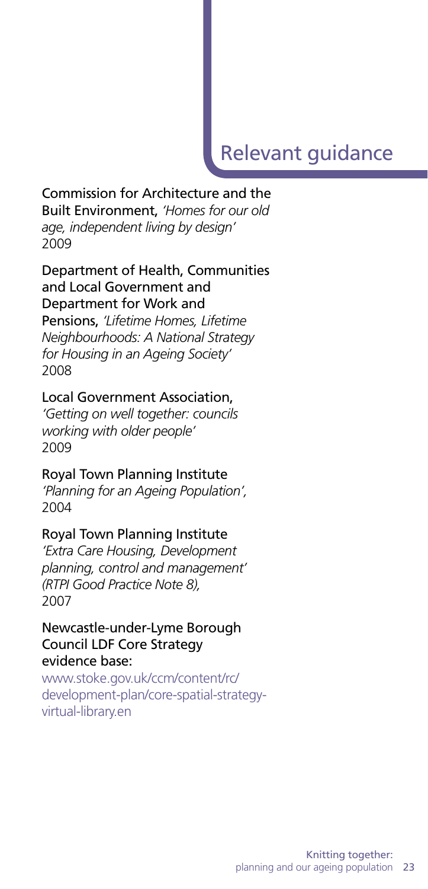## Relevant guidance

Commission for Architecture and the Built Environment, *'Homes for our old age, independent living by design'* 2009

Department of Health, Communities and Local Government and Department for Work and Pensions, *'Lifetime Homes, Lifetime Neighbourhoods: A National Strategy for Housing in an Ageing Society'* 2008

Local Government Association, *'Getting on well together: councils working with older people'* 2009

Royal Town Planning Institute *'Planning for an Ageing Population',* 2004

Royal Town Planning Institute *'Extra Care Housing, Development planning, control and management' (RTPI Good Practice Note 8),* 2007

Newcastle-under-Lyme Borough Council LDF Core Strategy evidence base:
www.stoke.gov.uk/ccm/content/rc/development-plan/core-spatial-strategy-virtual-library.en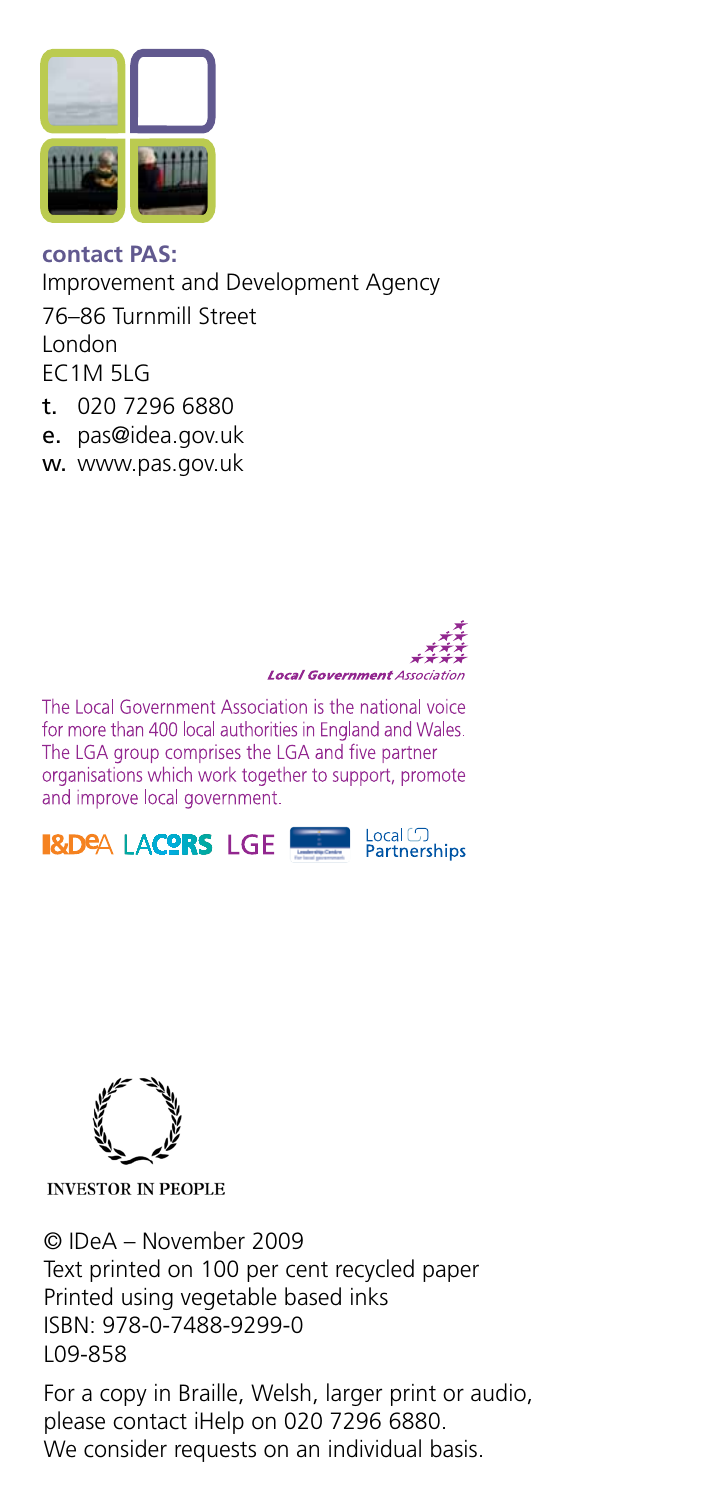**contact PAS:**
Improvement and Development Agency
76–86 Turnmill Street
London
EC1M 5LG

t. 020 7296 6880
e. pas@idea.gov.uk
w. www.pas.gov.uk

Local Government Association

The Local Government Association is the national voice for more than 400 local authorities in England and Wales. The LGA group comprises the LGA and five partner organisations which work together to support, promote and improve local government.

I&DeA LACORS LGE Local Partnerships

INVESTOR IN PEOPLE

© IDeA – November 2009
Text printed on 100 per cent recycled paper
Printed using vegetable based inks
ISBN: 978-0-7488-9299-0
L09-858

For a copy in Braille, Welsh, larger print or audio, please contact iHelp on 020 7296 6880.
We consider requests on an individual basis.